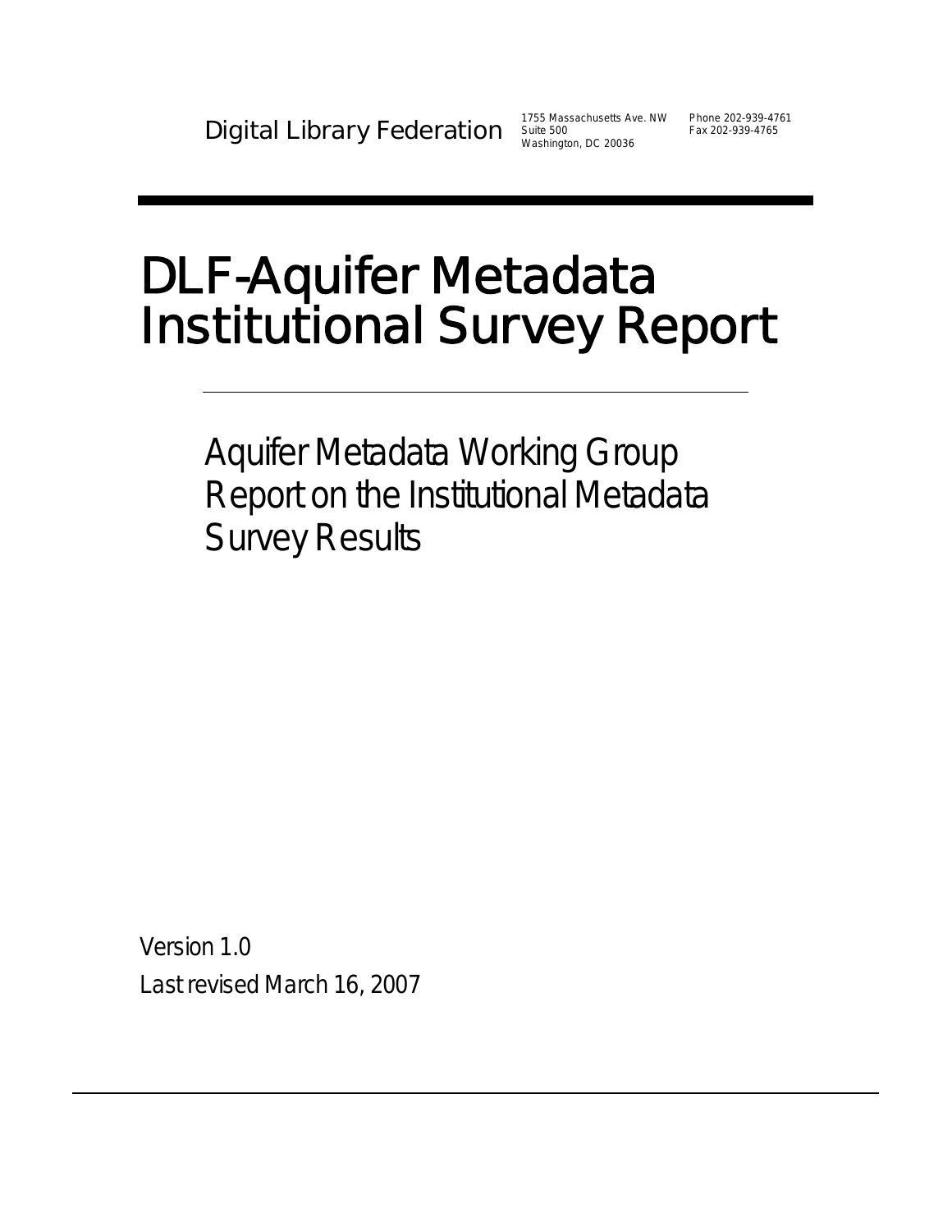Digital Library Federation

1755 Massachusetts Ave. NW
Suite 500
Washington, DC 20036

Phone 202-939-4761
Fax 202-939-4765

# DLF-Aquifer Metadata Institutional Survey Report

## Aquifer Metadata Working Group Report on the Institutional Metadata Survey Results

Version 1.0

Last revised March 16, 2007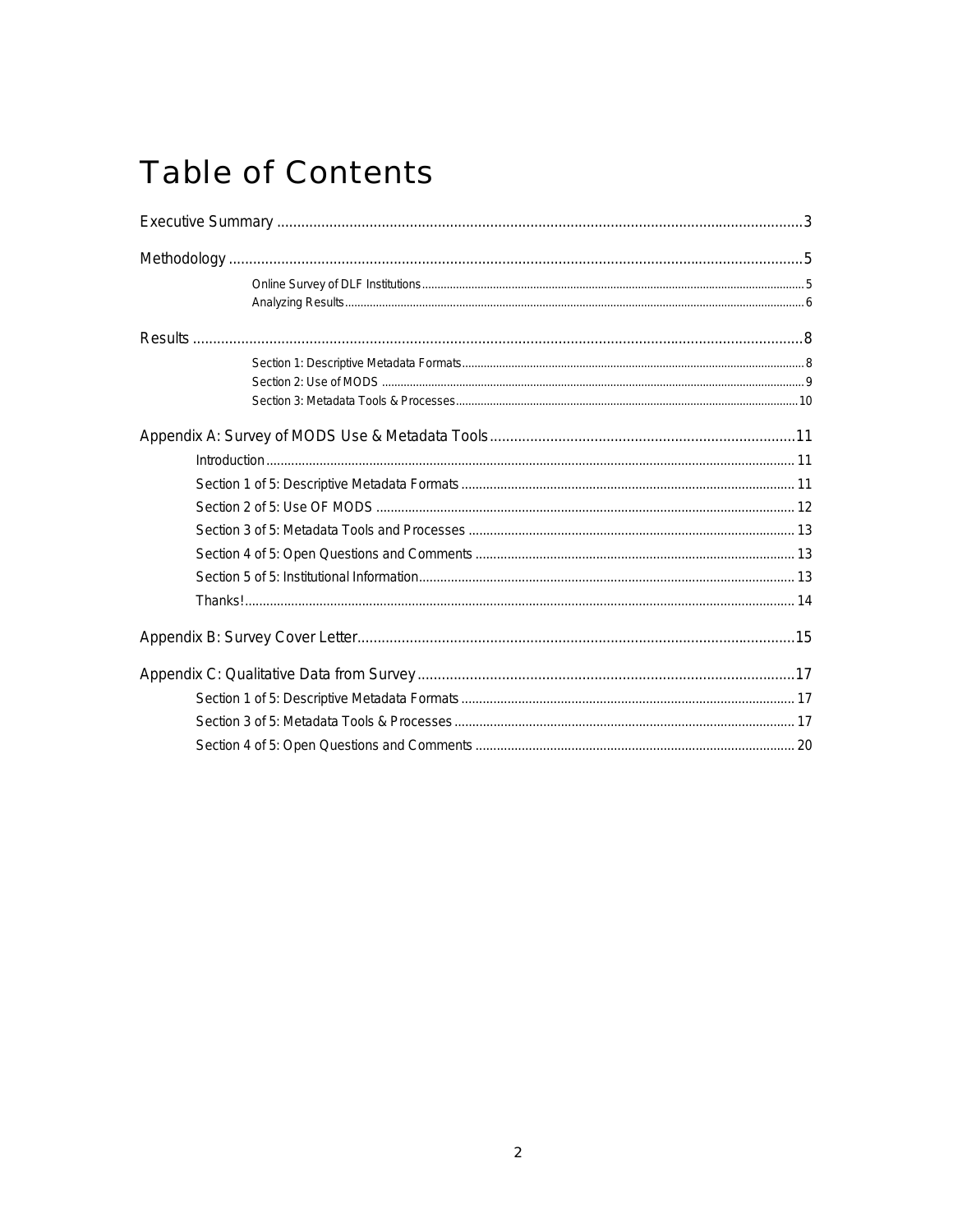# Table of Contents

Executive Summary ....................................................................................................................................3

Methodology ..............................................................................................................................................5

- Online Survey of DLF Institutions ..............................................................................................................................5
- Analyzing Results .......................................................................................................................................................6

Results .......................................................................................................................................................8

- Section 1: Descriptive Metadata Formats ...................................................................................................................8
- Section 2: Use of MODS ............................................................................................................................................9
- Section 3: Metadata Tools & Processes ...................................................................................................................10

Appendix A: Survey of MODS Use & Metadata Tools ..........................................................................11

- Introduction ......................................................................................................................................................... 11
- Section 1 of 5: Descriptive Metadata Formats ................................................................................................ 11
- Section 2 of 5: Use OF MODS ........................................................................................................................ 12
- Section 3 of 5: Metadata Tools and Processes .............................................................................................. 13
- Section 4 of 5: Open Questions and Comments ............................................................................................. 13
- Section 5 of 5: Institutional Information.......................................................................................................... 13
- Thanks!............................................................................................................................................................. 14

Appendix B: Survey Cover Letter............................................................................................................15

Appendix C: Qualitative Data from Survey ............................................................................................17

- Section 1 of 5: Descriptive Metadata Formats ................................................................................................ 17
- Section 3 of 5: Metadata Tools & Processes .................................................................................................. 17
- Section 4 of 5: Open Questions and Comments ............................................................................................. 20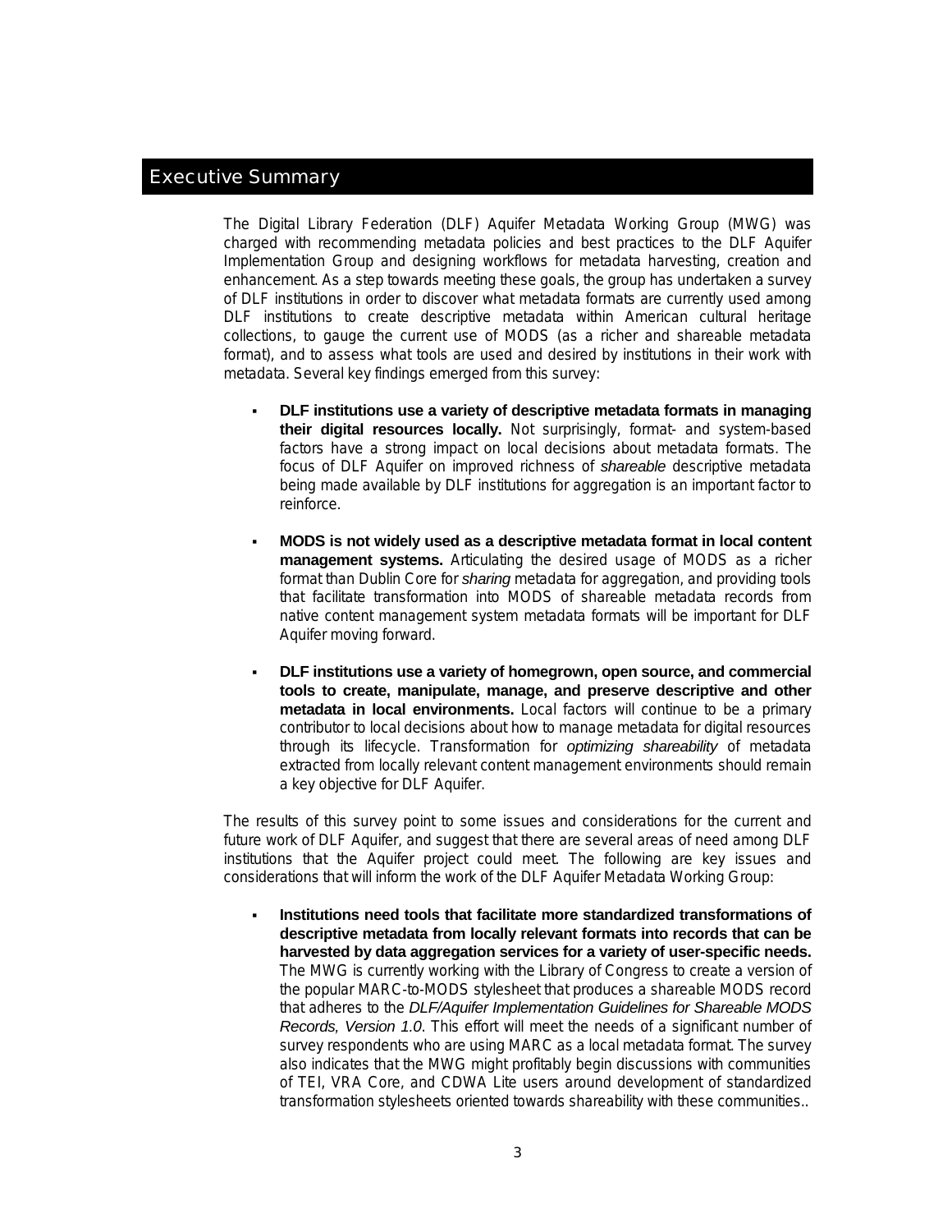## Executive Summary

The Digital Library Federation (DLF) Aquifer Metadata Working Group (MWG) was charged with recommending metadata policies and best practices to the DLF Aquifer Implementation Group and designing workflows for metadata harvesting, creation and enhancement. As a step towards meeting these goals, the group has undertaken a survey of DLF institutions in order to discover what metadata formats are currently used among DLF institutions to create descriptive metadata within American cultural heritage collections, to gauge the current use of MODS (as a richer and shareable metadata format), and to assess what tools are used and desired by institutions in their work with metadata. Several key findings emerged from this survey:

- **DLF institutions use a variety of descriptive metadata formats in managing their digital resources locally.** Not surprisingly, format- and system-based factors have a strong impact on local decisions about metadata formats. The focus of DLF Aquifer on improved richness of *shareable* descriptive metadata being made available by DLF institutions for aggregation is an important factor to reinforce.
- **MODS is not widely used as a descriptive metadata format in local content management systems.** Articulating the desired usage of MODS as a richer format than Dublin Core for *sharing* metadata for aggregation, and providing tools that facilitate transformation into MODS of shareable metadata records from native content management system metadata formats will be important for DLF Aquifer moving forward.
- **DLF institutions use a variety of homegrown, open source, and commercial tools to create, manipulate, manage, and preserve descriptive and other metadata in local environments.** Local factors will continue to be a primary contributor to local decisions about how to manage metadata for digital resources through its lifecycle. Transformation for *optimizing shareability* of metadata extracted from locally relevant content management environments should remain a key objective for DLF Aquifer.

The results of this survey point to some issues and considerations for the current and future work of DLF Aquifer, and suggest that there are several areas of need among DLF institutions that the Aquifer project could meet. The following are key issues and considerations that will inform the work of the DLF Aquifer Metadata Working Group:

- **Institutions need tools that facilitate more standardized transformations of descriptive metadata from locally relevant formats into records that can be harvested by data aggregation services for a variety of user-specific needs.** The MWG is currently working with the Library of Congress to create a version of the popular MARC-to-MODS stylesheet that produces a shareable MODS record that adheres to the *DLF/Aquifer Implementation Guidelines for Shareable MODS Records, Version 1.0*. This effort will meet the needs of a significant number of survey respondents who are using MARC as a local metadata format. The survey also indicates that the MWG might profitably begin discussions with communities of TEI, VRA Core, and CDWA Lite users around development of standardized transformation stylesheets oriented towards shareability with these communities..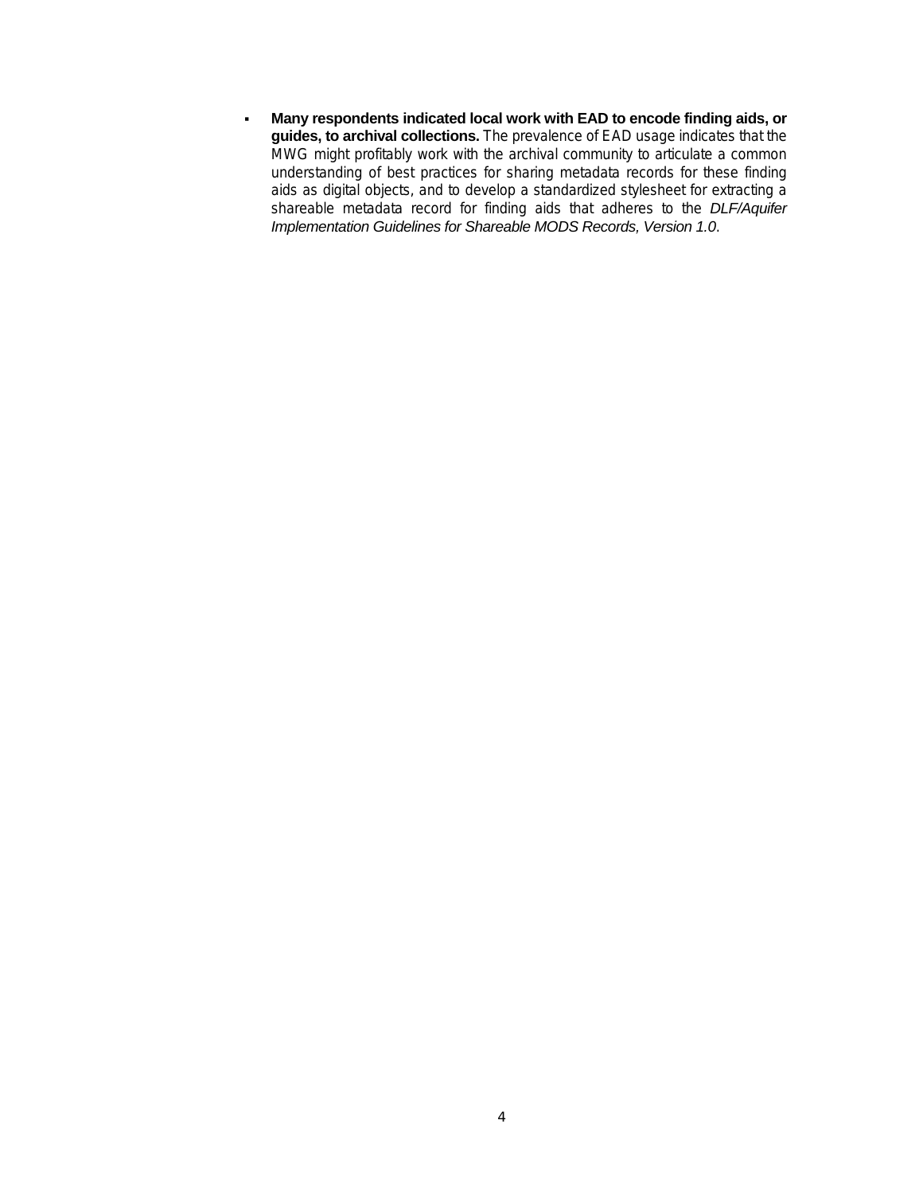- **Many respondents indicated local work with EAD to encode finding aids, or guides, to archival collections.** The prevalence of EAD usage indicates that the MWG might profitably work with the archival community to articulate a common understanding of best practices for sharing metadata records for these finding aids as digital objects, and to develop a standardized stylesheet for extracting a shareable metadata record for finding aids that adheres to the *DLF/Aquifer Implementation Guidelines for Shareable MODS Records, Version 1.0*.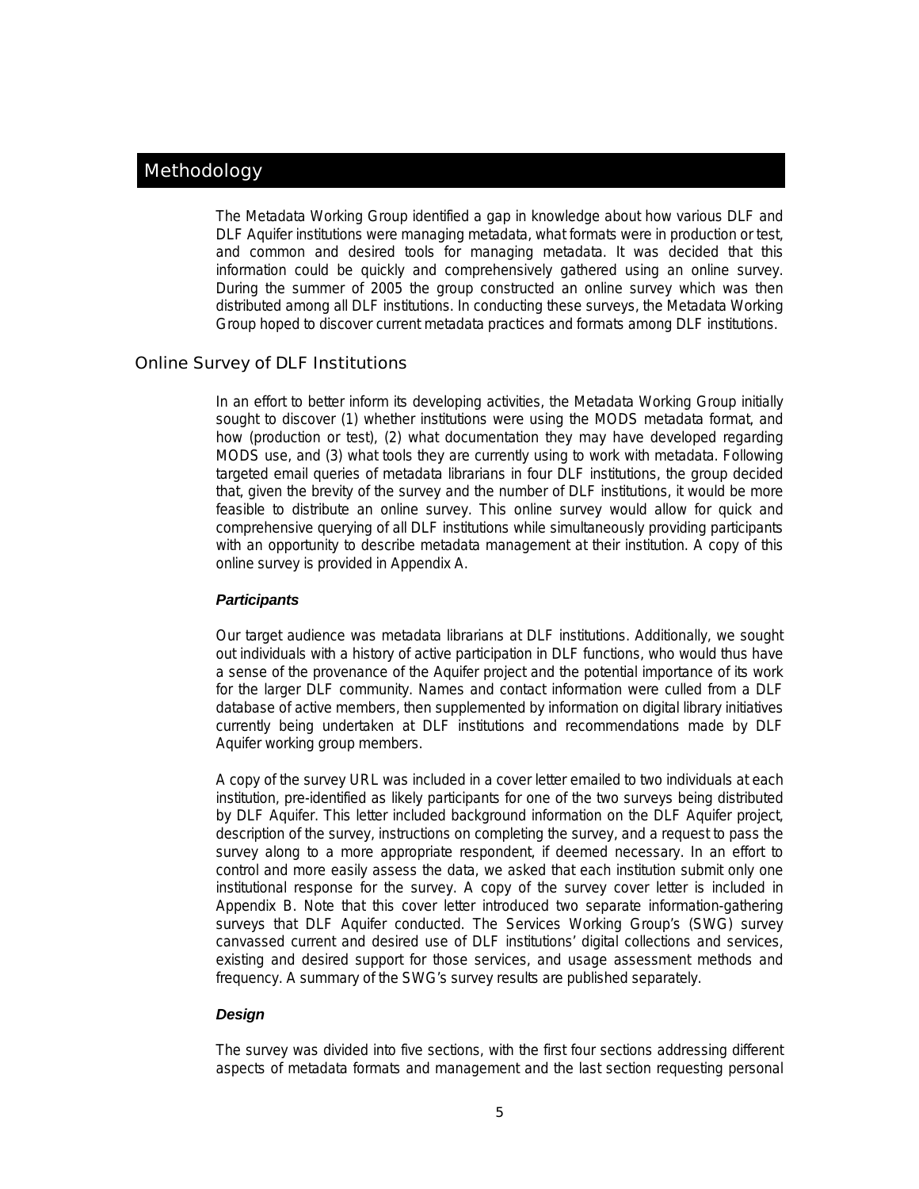# Methodology

The Metadata Working Group identified a gap in knowledge about how various DLF and DLF Aquifer institutions were managing metadata, what formats were in production or test, and common and desired tools for managing metadata. It was decided that this information could be quickly and comprehensively gathered using an online survey. During the summer of 2005 the group constructed an online survey which was then distributed among all DLF institutions. In conducting these surveys, the Metadata Working Group hoped to discover current metadata practices and formats among DLF institutions.

## Online Survey of DLF Institutions

In an effort to better inform its developing activities, the Metadata Working Group initially sought to discover (1) whether institutions were using the MODS metadata format, and how (production or test), (2) what documentation they may have developed regarding MODS use, and (3) what tools they are currently using to work with metadata. Following targeted email queries of metadata librarians in four DLF institutions, the group decided that, given the brevity of the survey and the number of DLF institutions, it would be more feasible to distribute an online survey. This online survey would allow for quick and comprehensive querying of all DLF institutions while simultaneously providing participants with an opportunity to describe metadata management at their institution. A copy of this online survey is provided in Appendix A.

### *Participants*

Our target audience was metadata librarians at DLF institutions. Additionally, we sought out individuals with a history of active participation in DLF functions, who would thus have a sense of the provenance of the Aquifer project and the potential importance of its work for the larger DLF community. Names and contact information were culled from a DLF database of active members, then supplemented by information on digital library initiatives currently being undertaken at DLF institutions and recommendations made by DLF Aquifer working group members.

A copy of the survey URL was included in a cover letter emailed to two individuals at each institution, pre-identified as likely participants for one of the two surveys being distributed by DLF Aquifer. This letter included background information on the DLF Aquifer project, description of the survey, instructions on completing the survey, and a request to pass the survey along to a more appropriate respondent, if deemed necessary. In an effort to control and more easily assess the data, we asked that each institution submit only one institutional response for the survey. A copy of the survey cover letter is included in Appendix B. Note that this cover letter introduced two separate information-gathering surveys that DLF Aquifer conducted. The Services Working Group's (SWG) survey canvassed current and desired use of DLF institutions' digital collections and services, existing and desired support for those services, and usage assessment methods and frequency. A summary of the SWG's survey results are published separately.

### *Design*

The survey was divided into five sections, with the first four sections addressing different aspects of metadata formats and management and the last section requesting personal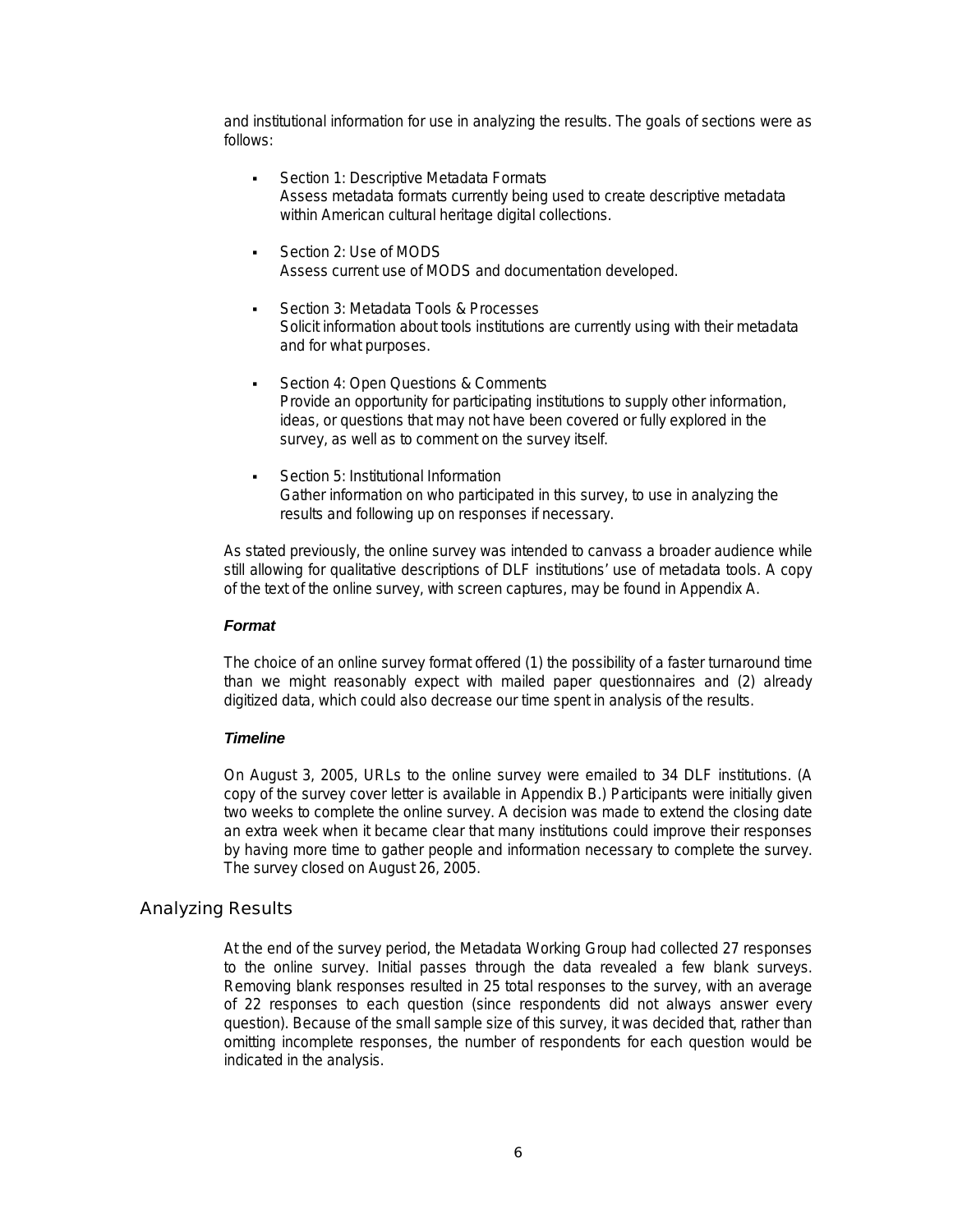and institutional information for use in analyzing the results. The goals of sections were as follows:

- Section 1: Descriptive Metadata Formats
  Assess metadata formats currently being used to create descriptive metadata within American cultural heritage digital collections.

- Section 2: Use of MODS
  Assess current use of MODS and documentation developed.

- Section 3: Metadata Tools & Processes
  Solicit information about tools institutions are currently using with their metadata and for what purposes.

- Section 4: Open Questions & Comments
  Provide an opportunity for participating institutions to supply other information, ideas, or questions that may not have been covered or fully explored in the survey, as well as to comment on the survey itself.

- Section 5: Institutional Information
  Gather information on who participated in this survey, to use in analyzing the results and following up on responses if necessary.

As stated previously, the online survey was intended to canvass a broader audience while still allowing for qualitative descriptions of DLF institutions' use of metadata tools. A copy of the text of the online survey, with screen captures, may be found in Appendix A.

#### *Format*

The choice of an online survey format offered (1) the possibility of a faster turnaround time than we might reasonably expect with mailed paper questionnaires and (2) already digitized data, which could also decrease our time spent in analysis of the results.

#### *Timeline*

On August 3, 2005, URLs to the online survey were emailed to 34 DLF institutions. (A copy of the survey cover letter is available in Appendix B.) Participants were initially given two weeks to complete the online survey. A decision was made to extend the closing date an extra week when it became clear that many institutions could improve their responses by having more time to gather people and information necessary to complete the survey. The survey closed on August 26, 2005.

## Analyzing Results

At the end of the survey period, the Metadata Working Group had collected 27 responses to the online survey. Initial passes through the data revealed a few blank surveys. Removing blank responses resulted in 25 total responses to the survey, with an average of 22 responses to each question (since respondents did not always answer every question). Because of the small sample size of this survey, it was decided that, rather than omitting incomplete responses, the number of respondents for each question would be indicated in the analysis.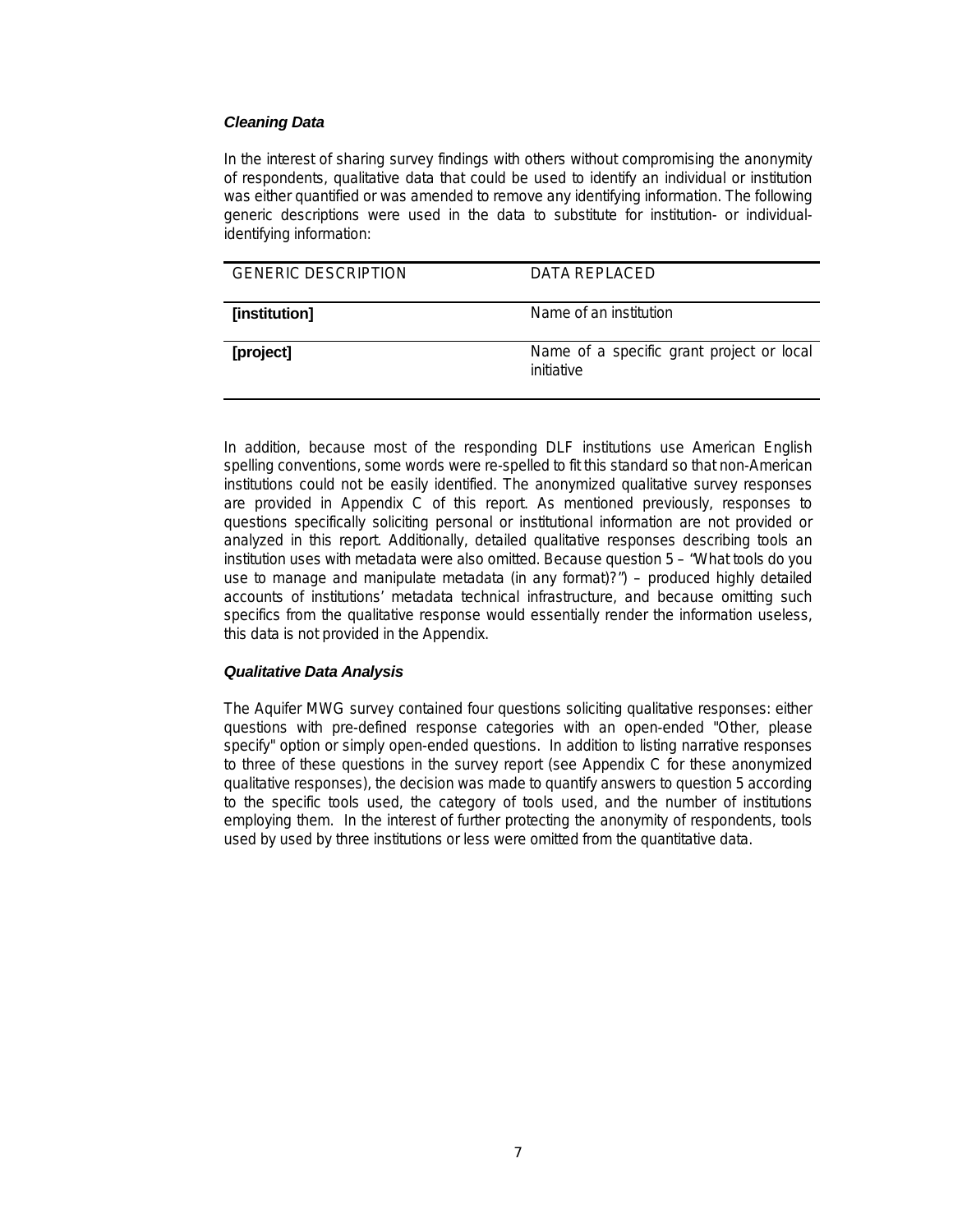### *Cleaning Data*

In the interest of sharing survey findings with others without compromising the anonymity of respondents, qualitative data that could be used to identify an individual or institution was either quantified or was amended to remove any identifying information. The following generic descriptions were used in the data to substitute for institution- or individual-identifying information:

| GENERIC DESCRIPTION | DATA REPLACED |
|---|---|
| **[institution]** | Name of an institution |
| **[project]** | Name of a specific grant project or local initiative |

In addition, because most of the responding DLF institutions use American English spelling conventions, some words were re-spelled to fit this standard so that non-American institutions could not be easily identified. The anonymized qualitative survey responses are provided in Appendix C of this report. As mentioned previously, responses to questions specifically soliciting personal or institutional information are not provided or analyzed in this report. Additionally, detailed qualitative responses describing tools an institution uses with metadata were also omitted. Because question 5 – "What tools do you use to manage and manipulate metadata (in any format)?") – produced highly detailed accounts of institutions' metadata technical infrastructure, and because omitting such specifics from the qualitative response would essentially render the information useless, this data is not provided in the Appendix.

### *Qualitative Data Analysis*

The Aquifer MWG survey contained four questions soliciting qualitative responses: either questions with pre-defined response categories with an open-ended "Other, please specify" option or simply open-ended questions. In addition to listing narrative responses to three of these questions in the survey report (see Appendix C for these anonymized qualitative responses), the decision was made to quantify answers to question 5 according to the specific tools used, the category of tools used, and the number of institutions employing them. In the interest of further protecting the anonymity of respondents, tools used by used by three institutions or less were omitted from the quantitative data.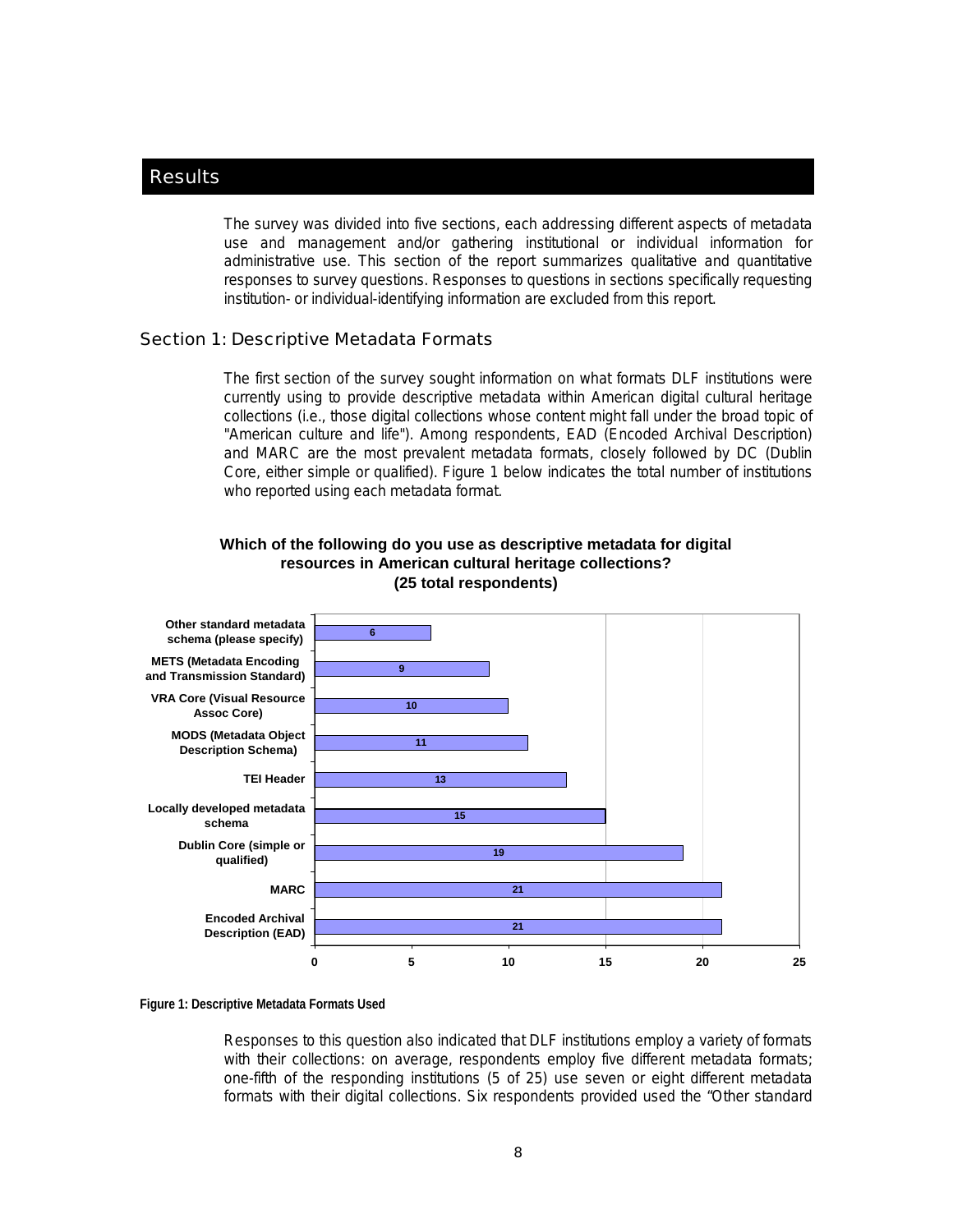# Results

The survey was divided into five sections, each addressing different aspects of metadata use and management and/or gathering institutional or individual information for administrative use. This section of the report summarizes qualitative and quantitative responses to survey questions. Responses to questions in sections specifically requesting institution- or individual-identifying information are excluded from this report.

## Section 1: Descriptive Metadata Formats

The first section of the survey sought information on what formats DLF institutions were currently using to provide descriptive metadata within American digital cultural heritage collections (i.e., those digital collections whose content might fall under the broad topic of "American culture and life"). Among respondents, EAD (Encoded Archival Description) and MARC are the most prevalent metadata formats, closely followed by DC (Dublin Core, either simple or qualified). Figure 1 below indicates the total number of institutions who reported using each metadata format.

**Which of the following do you use as descriptive metadata for digital resources in American cultural heritage collections? (25 total respondents)**

| Format | Respondents |
| --- | --- |
| Other standard metadata schema (please specify) | 6 |
| METS (Metadata Encoding and Transmission Standard) | 9 |
| VRA Core (Visual Resource Assoc Core) | 10 |
| MODS (Metadata Object Description Schema) | 11 |
| TEI Header | 13 |
| Locally developed metadata schema | 15 |
| Dublin Core (simple or qualified) | 19 |
| MARC | 21 |
| Encoded Archival Description (EAD) | 21 |

**Figure 1: Descriptive Metadata Formats Used**

Responses to this question also indicated that DLF institutions employ a variety of formats with their collections: on average, respondents employ five different metadata formats; one-fifth of the responding institutions (5 of 25) use seven or eight different metadata formats with their digital collections. Six respondents provided used the "Other standard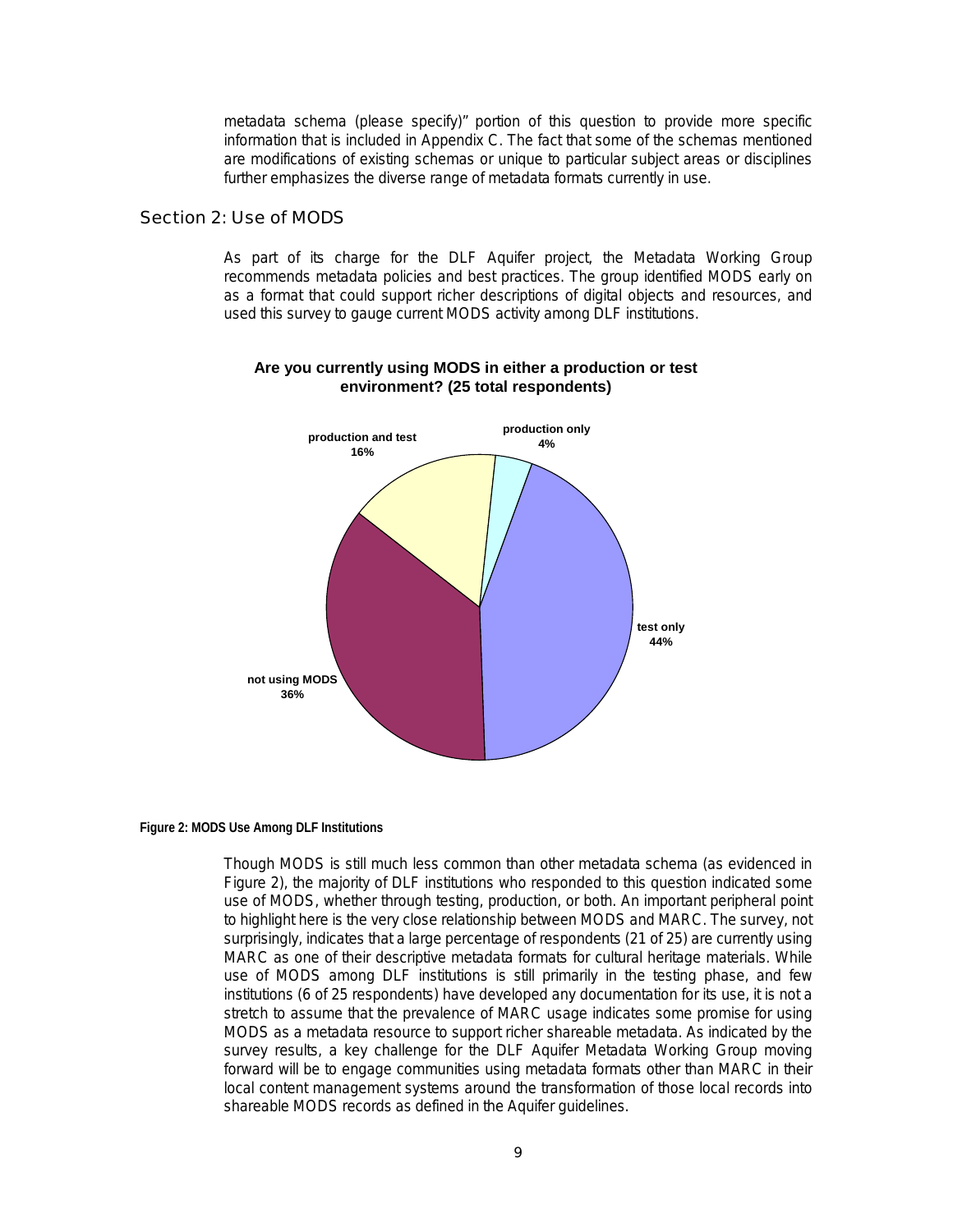metadata schema (please specify)" portion of this question to provide more specific information that is included in Appendix C. The fact that some of the schemas mentioned are modifications of existing schemas or unique to particular subject areas or disciplines further emphasizes the diverse range of metadata formats currently in use.

## Section 2: Use of MODS

As part of its charge for the DLF Aquifer project, the Metadata Working Group recommends metadata policies and best practices. The group identified MODS early on as a format that could support richer descriptions of digital objects and resources, and used this survey to gauge current MODS activity among DLF institutions.

**Are you currently using MODS in either a production or test environment? (25 total respondents)**

| Response | Percentage |
|---|---|
| production and test | 16% |
| production only | 4% |
| test only | 44% |
| not using MODS | 36% |

**Figure 2: MODS Use Among DLF Institutions**

Though MODS is still much less common than other metadata schema (as evidenced in Figure 2), the majority of DLF institutions who responded to this question indicated some use of MODS, whether through testing, production, or both. An important peripheral point to highlight here is the very close relationship between MODS and MARC. The survey, not surprisingly, indicates that a large percentage of respondents (21 of 25) are currently using MARC as one of their descriptive metadata formats for cultural heritage materials. While use of MODS among DLF institutions is still primarily in the testing phase, and few institutions (6 of 25 respondents) have developed any documentation for its use, it is not a stretch to assume that the prevalence of MARC usage indicates some promise for using MODS as a metadata resource to support richer shareable metadata. As indicated by the survey results, a key challenge for the DLF Aquifer Metadata Working Group moving forward will be to engage communities using metadata formats other than MARC in their local content management systems around the transformation of those local records into shareable MODS records as defined in the Aquifer guidelines.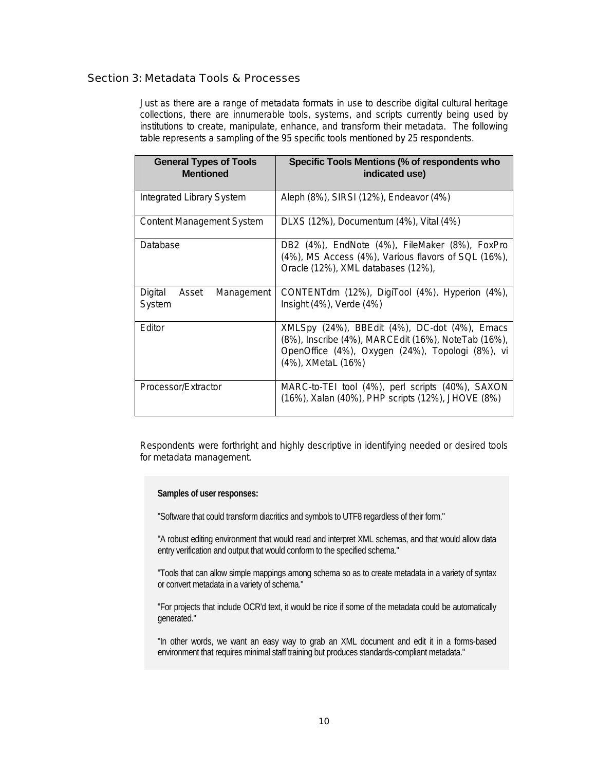## Section 3: Metadata Tools & Processes

Just as there are a range of metadata formats in use to describe digital cultural heritage collections, there are innumerable tools, systems, and scripts currently being used by institutions to create, manipulate, enhance, and transform their metadata. The following table represents a sampling of the 95 specific tools mentioned by 25 respondents.

| General Types of Tools Mentioned | Specific Tools Mentions (% of respondents who indicated use) |
|---|---|
| Integrated Library System | Aleph (8%), SIRSI (12%), Endeavor (4%) |
| Content Management System | DLXS (12%), Documentum (4%), Vital (4%) |
| Database | DB2 (4%), EndNote (4%), FileMaker (8%), FoxPro (4%), MS Access (4%), Various flavors of SQL (16%), Oracle (12%), XML databases (12%), |
| Digital Asset Management System | CONTENTdm (12%), DigiTool (4%), Hyperion (4%), Insight (4%), Verde (4%) |
| Editor | XMLSpy (24%), BBEdit (4%), DC-dot (4%), Emacs (8%), Inscribe (4%), MARCEdit (16%), NoteTab (16%), OpenOffice (4%), Oxygen (24%), Topologi (8%), vi (4%), XMetaL (16%) |
| Processor/Extractor | MARC-to-TEI tool (4%), perl scripts (40%), SAXON (16%), Xalan (40%), PHP scripts (12%), JHOVE (8%) |

Respondents were forthright and highly descriptive in identifying needed or desired tools for metadata management.

**Samples of user responses:**

"Software that could transform diacritics and symbols to UTF8 regardless of their form."

"A robust editing environment that would read and interpret XML schemas, and that would allow data entry verification and output that would conform to the specified schema."

"Tools that can allow simple mappings among schema so as to create metadata in a variety of syntax or convert metadata in a variety of schema."

"For projects that include OCR'd text, it would be nice if some of the metadata could be automatically generated."

"In other words, we want an easy way to grab an XML document and edit it in a forms-based environment that requires minimal staff training but produces standards-compliant metadata."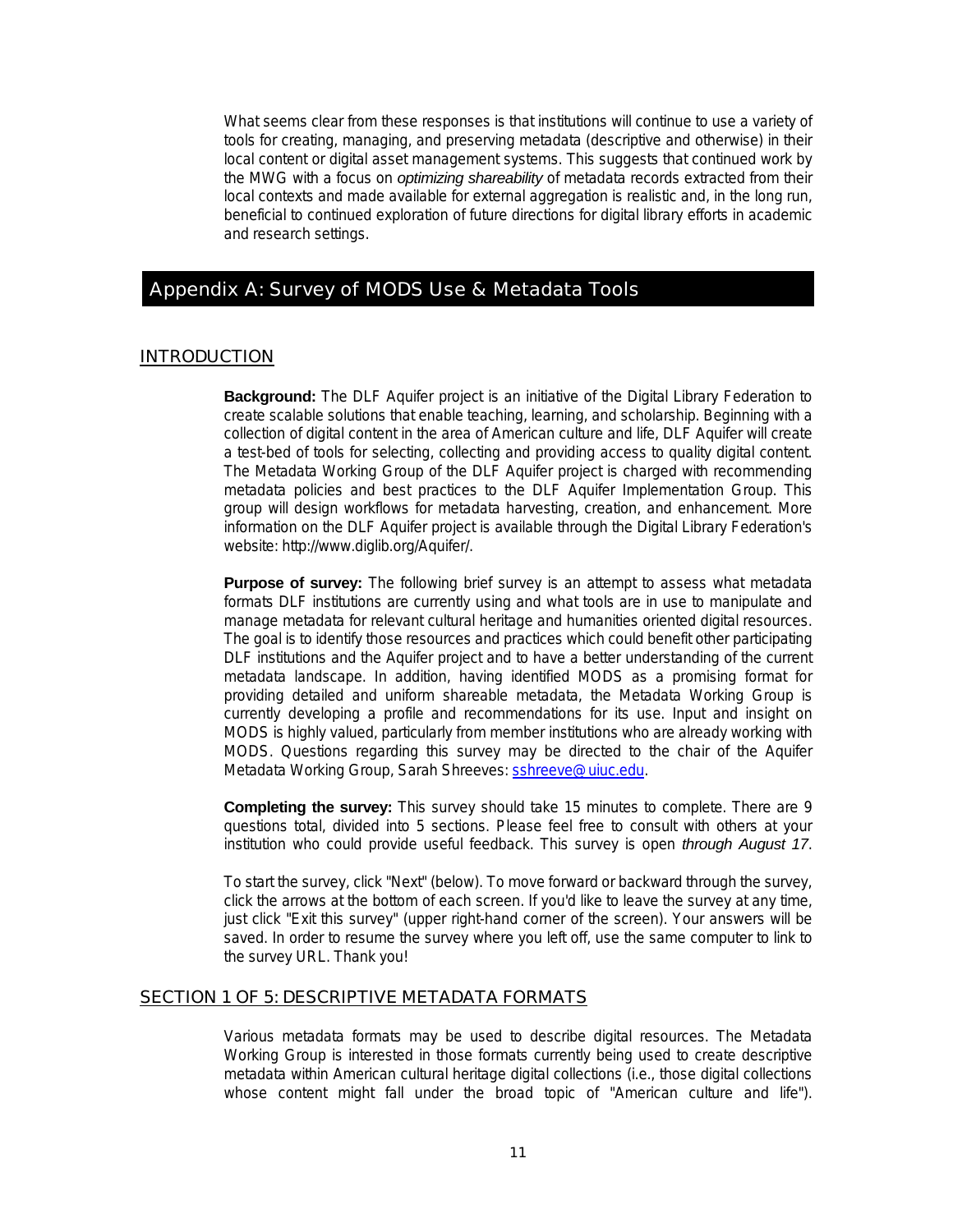What seems clear from these responses is that institutions will continue to use a variety of tools for creating, managing, and preserving metadata (descriptive and otherwise) in their local content or digital asset management systems. This suggests that continued work by the MWG with a focus on *optimizing shareability* of metadata records extracted from their local contexts and made available for external aggregation is realistic and, in the long run, beneficial to continued exploration of future directions for digital library efforts in academic and research settings.

# Appendix A: Survey of MODS Use & Metadata Tools

## INTRODUCTION

**Background:** The DLF Aquifer project is an initiative of the Digital Library Federation to create scalable solutions that enable teaching, learning, and scholarship. Beginning with a collection of digital content in the area of American culture and life, DLF Aquifer will create a test-bed of tools for selecting, collecting and providing access to quality digital content. The Metadata Working Group of the DLF Aquifer project is charged with recommending metadata policies and best practices to the DLF Aquifer Implementation Group. This group will design workflows for metadata harvesting, creation, and enhancement. More information on the DLF Aquifer project is available through the Digital Library Federation's website: http://www.diglib.org/Aquifer/.

**Purpose of survey:** The following brief survey is an attempt to assess what metadata formats DLF institutions are currently using and what tools are in use to manipulate and manage metadata for relevant cultural heritage and humanities oriented digital resources. The goal is to identify those resources and practices which could benefit other participating DLF institutions and the Aquifer project and to have a better understanding of the current metadata landscape. In addition, having identified MODS as a promising format for providing detailed and uniform shareable metadata, the Metadata Working Group is currently developing a profile and recommendations for its use. Input and insight on MODS is highly valued, particularly from member institutions who are already working with MODS. Questions regarding this survey may be directed to the chair of the Aquifer Metadata Working Group, Sarah Shreeves: sshreeve@uiuc.edu.

**Completing the survey:** This survey should take 15 minutes to complete. There are 9 questions total, divided into 5 sections. Please feel free to consult with others at your institution who could provide useful feedback. This survey is open *through August 17*.

To start the survey, click "Next" (below). To move forward or backward through the survey, click the arrows at the bottom of each screen. If you'd like to leave the survey at any time, just click "Exit this survey" (upper right-hand corner of the screen). Your answers will be saved. In order to resume the survey where you left off, use the same computer to link to the survey URL. Thank you!

## SECTION 1 OF 5: DESCRIPTIVE METADATA FORMATS

Various metadata formats may be used to describe digital resources. The Metadata Working Group is interested in those formats currently being used to create descriptive metadata within American cultural heritage digital collections (i.e., those digital collections whose content might fall under the broad topic of "American culture and life").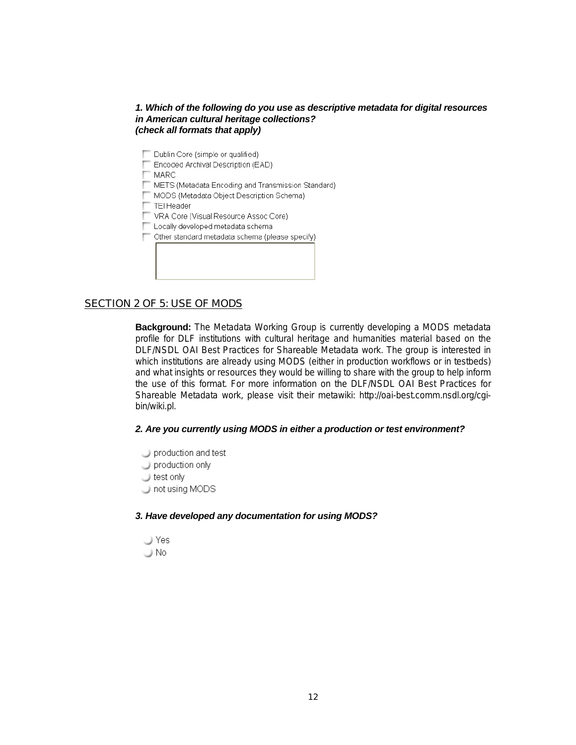***1. Which of the following do you use as descriptive metadata for digital resources in American cultural heritage collections?***
***(check all formats that apply)***

- [ ] Dublin Core (simple or qualified)
- [ ] Encoded Archival Description (EAD)
- [ ] MARC
- [ ] METS (Metadata Encoding and Transmission Standard)
- [ ] MODS (Metadata Object Description Schema)
- [ ] TEI Header
- [ ] VRA Core (Visual Resource Assoc Core)
- [ ] Locally developed metadata schema
- [ ] Other standard metadata schema (please specify)

## SECTION 2 OF 5: USE OF MODS

**Background:** The Metadata Working Group is currently developing a MODS metadata profile for DLF institutions with cultural heritage and humanities material based on the DLF/NSDL OAI Best Practices for Shareable Metadata work. The group is interested in which institutions are already using MODS (either in production workflows or in testbeds) and what insights or resources they would be willing to share with the group to help inform the use of this format. For more information on the DLF/NSDL OAI Best Practices for Shareable Metadata work, please visit their metawiki: http://oai-best.comm.nsdl.org/cgi-bin/wiki.pl.

***2. Are you currently using MODS in either a production or test environment?***

- production and test
- production only
- test only
- not using MODS

***3. Have developed any documentation for using MODS?***

- Yes
- No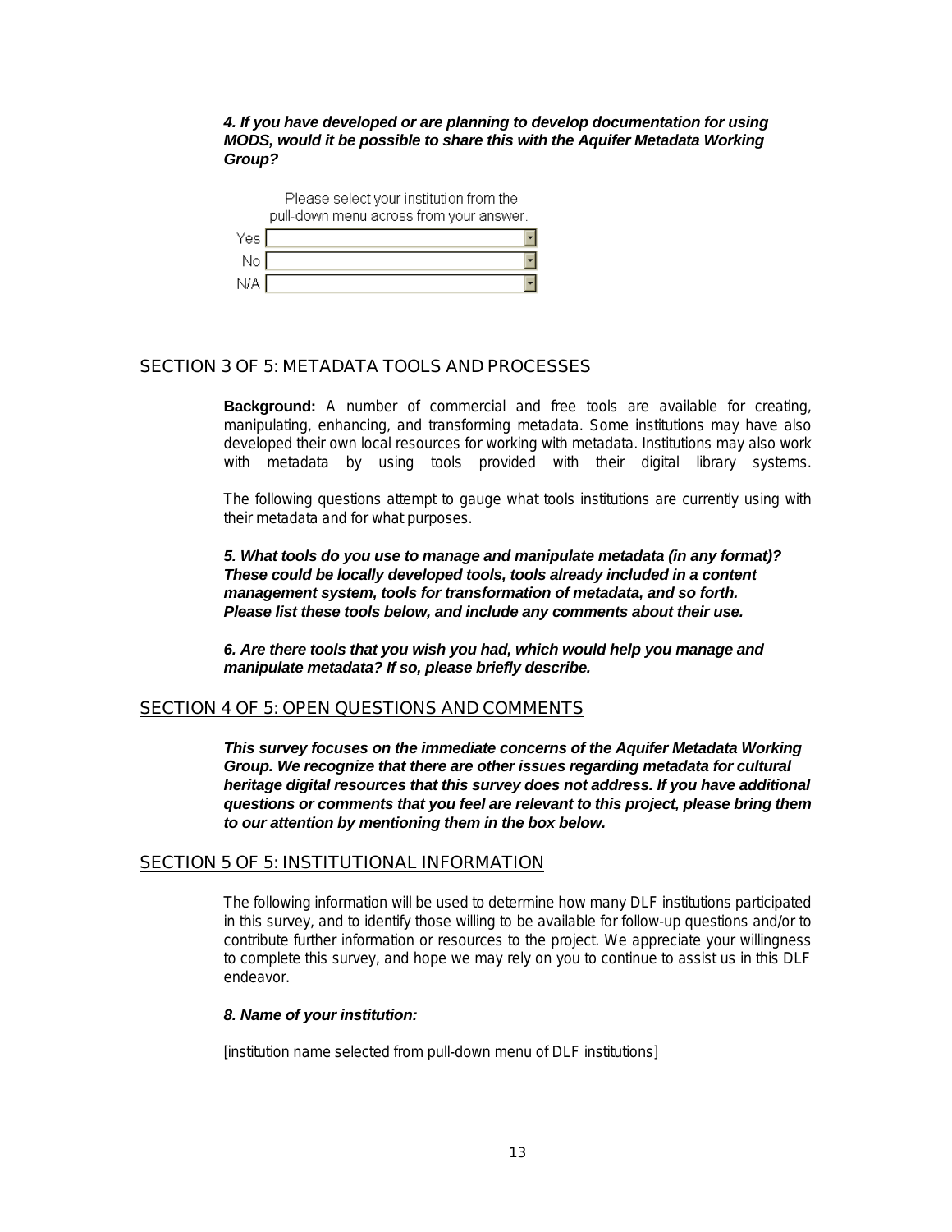***4. If you have developed or are planning to develop documentation for using MODS, would it be possible to share this with the Aquifer Metadata Working Group?***

Please select your institution from the pull-down menu across from your answer.

| | |
|---|---|
| Yes | [ ▾ ] |
| No | [ ▾ ] |
| N/A | [ ▾ ] |

## SECTION 3 OF 5: METADATA TOOLS AND PROCESSES

**Background:** A number of commercial and free tools are available for creating, manipulating, enhancing, and transforming metadata. Some institutions may have also developed their own local resources for working with metadata. Institutions may also work with metadata by using tools provided with their digital library systems.

The following questions attempt to gauge what tools institutions are currently using with their metadata and for what purposes.

***5. What tools do you use to manage and manipulate metadata (in any format)? These could be locally developed tools, tools already included in a content management system, tools for transformation of metadata, and so forth. Please list these tools below, and include any comments about their use.***

***6. Are there tools that you wish you had, which would help you manage and manipulate metadata? If so, please briefly describe.***

## SECTION 4 OF 5: OPEN QUESTIONS AND COMMENTS

***This survey focuses on the immediate concerns of the Aquifer Metadata Working Group. We recognize that there are other issues regarding metadata for cultural heritage digital resources that this survey does not address. If you have additional questions or comments that you feel are relevant to this project, please bring them to our attention by mentioning them in the box below.***

## SECTION 5 OF 5: INSTITUTIONAL INFORMATION

The following information will be used to determine how many DLF institutions participated in this survey, and to identify those willing to be available for follow-up questions and/or to contribute further information or resources to the project. We appreciate your willingness to complete this survey, and hope we may rely on you to continue to assist us in this DLF endeavor.

***8. Name of your institution:***

[institution name selected from pull-down menu of DLF institutions]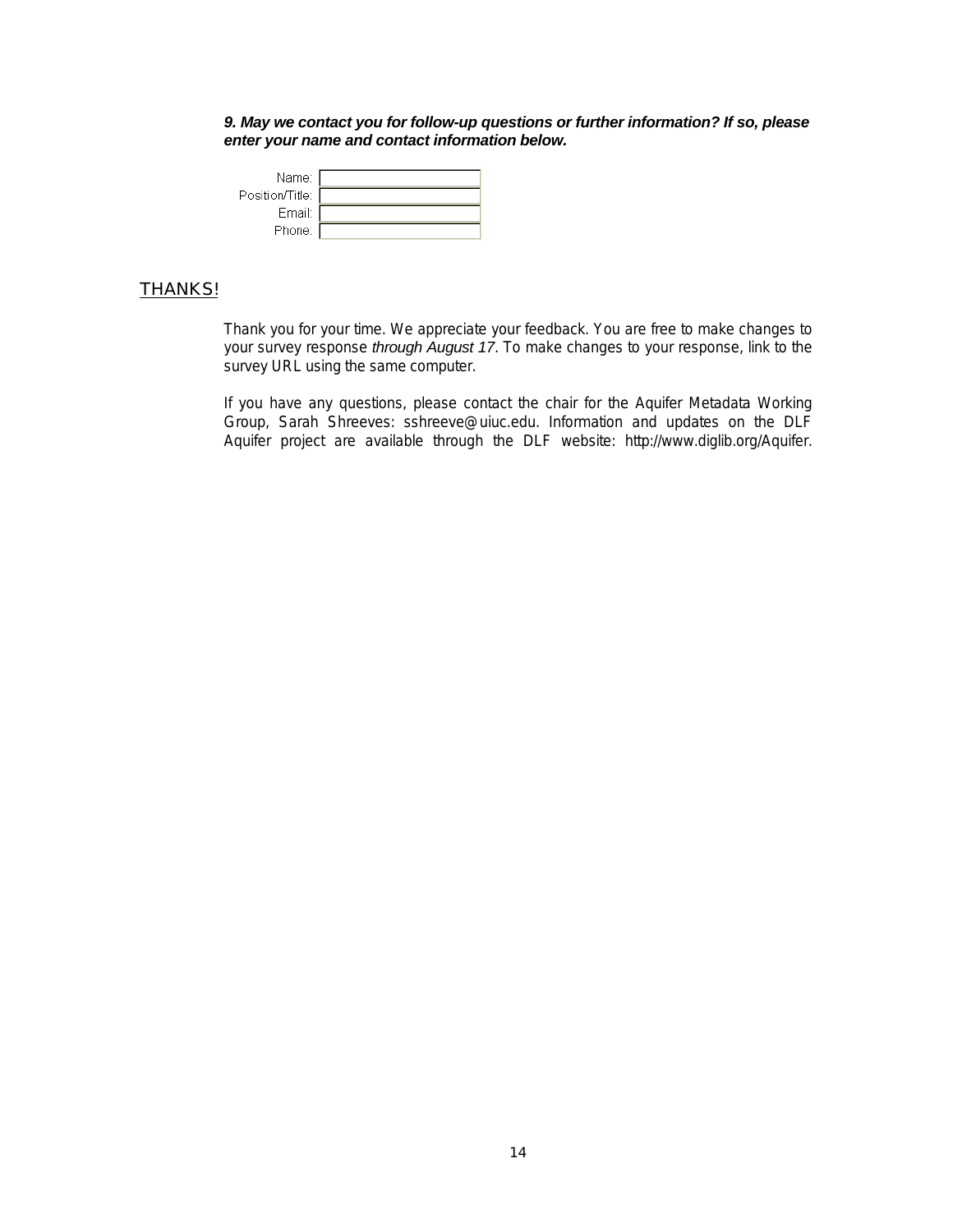***9. May we contact you for follow-up questions or further information? If so, please enter your name and contact information below.***

Name:

Position/Title:

Email:

Phone:

## THANKS!

Thank you for your time. We appreciate your feedback. You are free to make changes to your survey response *through August 17*. To make changes to your response, link to the survey URL using the same computer.

If you have any questions, please contact the chair for the Aquifer Metadata Working Group, Sarah Shreeves: sshreeve@uiuc.edu. Information and updates on the DLF Aquifer project are available through the DLF website: http://www.diglib.org/Aquifer.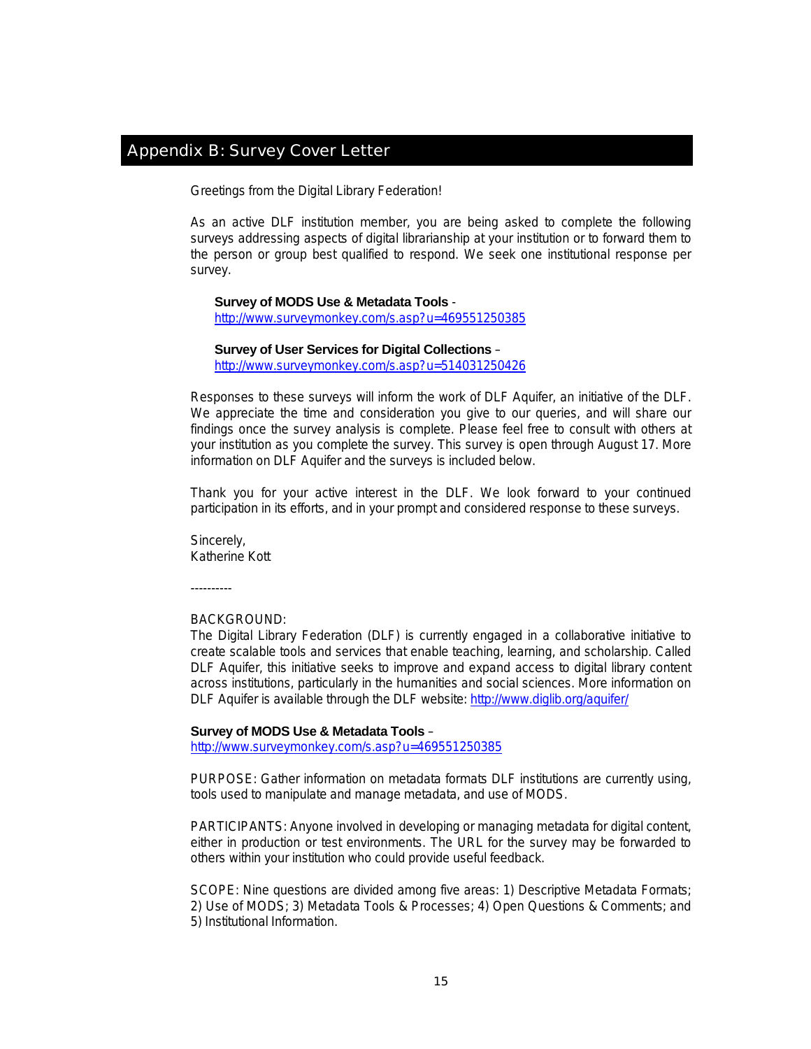# Appendix B: Survey Cover Letter

Greetings from the Digital Library Federation!

As an active DLF institution member, you are being asked to complete the following surveys addressing aspects of digital librarianship at your institution or to forward them to the person or group best qualified to respond. We seek one institutional response per survey.

> **Survey of MODS Use & Metadata Tools** -
> http://www.surveymonkey.com/s.asp?u=469551250385
>
> **Survey of User Services for Digital Collections** –
> http://www.surveymonkey.com/s.asp?u=514031250426

Responses to these surveys will inform the work of DLF Aquifer, an initiative of the DLF. We appreciate the time and consideration you give to our queries, and will share our findings once the survey analysis is complete. Please feel free to consult with others at your institution as you complete the survey. This survey is open through August 17. More information on DLF Aquifer and the surveys is included below.

Thank you for your active interest in the DLF. We look forward to your continued participation in its efforts, and in your prompt and considered response to these surveys.

Sincerely,
Katherine Kott

----------

BACKGROUND:
The Digital Library Federation (DLF) is currently engaged in a collaborative initiative to create scalable tools and services that enable teaching, learning, and scholarship. Called DLF Aquifer, this initiative seeks to improve and expand access to digital library content across institutions, particularly in the humanities and social sciences. More information on DLF Aquifer is available through the DLF website: http://www.diglib.org/aquifer/

**Survey of MODS Use & Metadata Tools** –
http://www.surveymonkey.com/s.asp?u=469551250385

PURPOSE: Gather information on metadata formats DLF institutions are currently using, tools used to manipulate and manage metadata, and use of MODS.

PARTICIPANTS: Anyone involved in developing or managing metadata for digital content, either in production or test environments. The URL for the survey may be forwarded to others within your institution who could provide useful feedback.

SCOPE: Nine questions are divided among five areas: 1) Descriptive Metadata Formats; 2) Use of MODS; 3) Metadata Tools & Processes; 4) Open Questions & Comments; and 5) Institutional Information.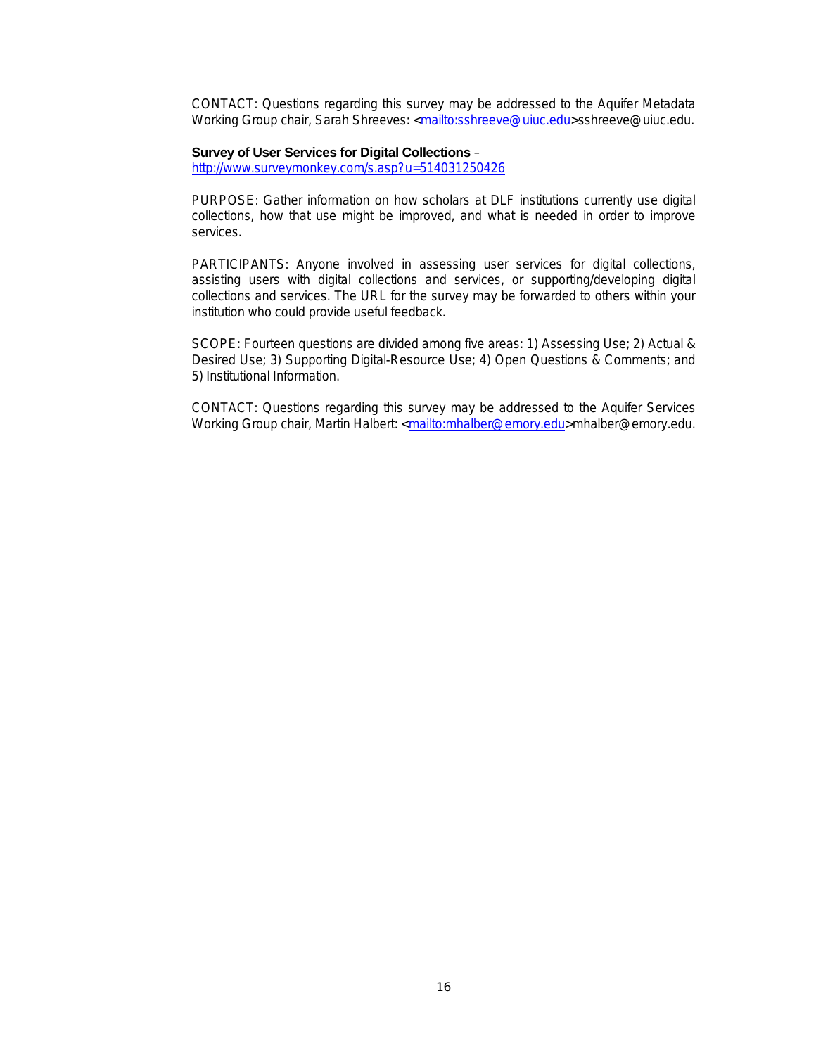CONTACT: Questions regarding this survey may be addressed to the Aquifer Metadata Working Group chair, Sarah Shreeves: <mailto:sshreeve@uiuc.edu>sshreeve@uiuc.edu.

**Survey of User Services for Digital Collections** – http://www.surveymonkey.com/s.asp?u=514031250426

PURPOSE: Gather information on how scholars at DLF institutions currently use digital collections, how that use might be improved, and what is needed in order to improve services.

PARTICIPANTS: Anyone involved in assessing user services for digital collections, assisting users with digital collections and services, or supporting/developing digital collections and services. The URL for the survey may be forwarded to others within your institution who could provide useful feedback.

SCOPE: Fourteen questions are divided among five areas: 1) Assessing Use; 2) Actual & Desired Use; 3) Supporting Digital-Resource Use; 4) Open Questions & Comments; and 5) Institutional Information.

CONTACT: Questions regarding this survey may be addressed to the Aquifer Services Working Group chair, Martin Halbert: <mailto:mhalber@emory.edu>mhalber@emory.edu.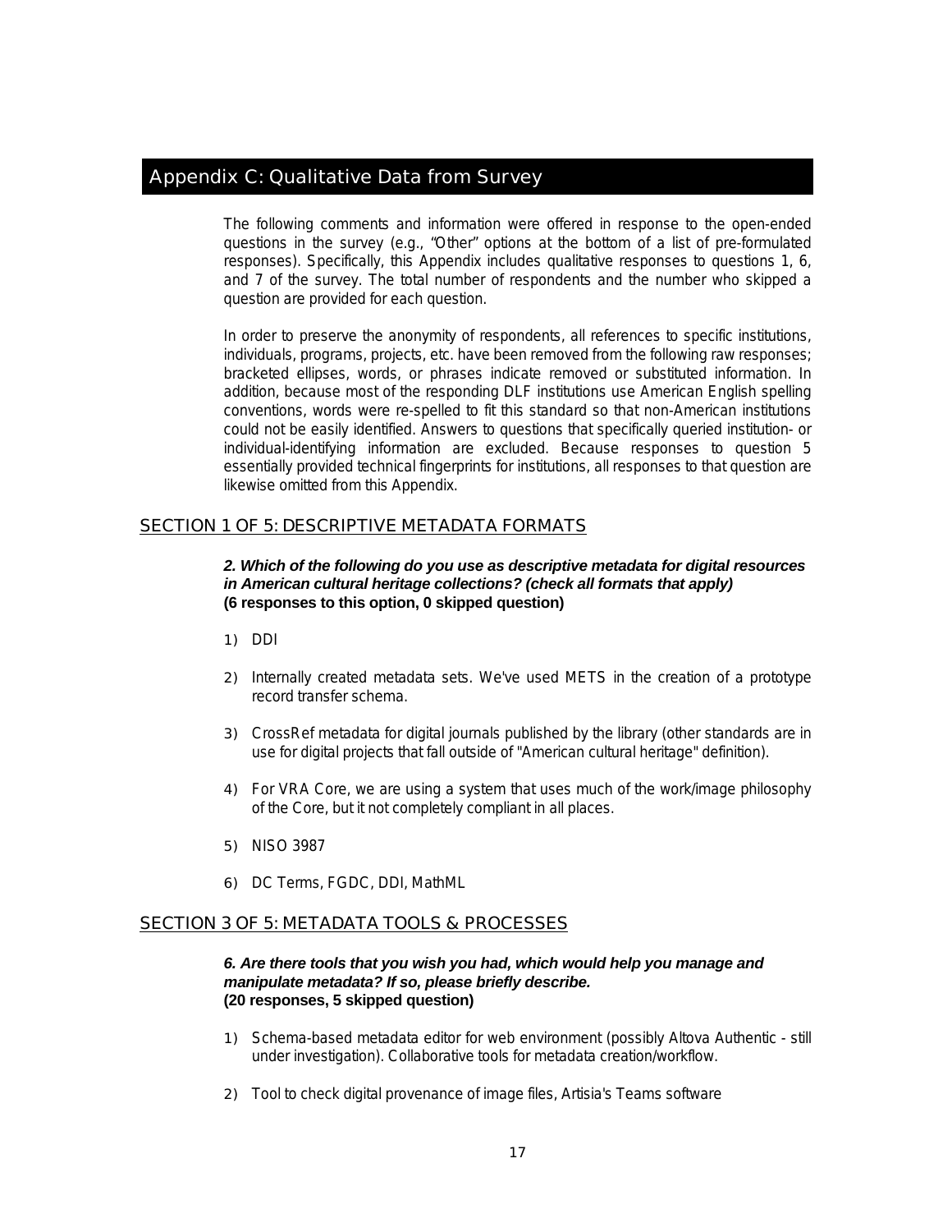# Appendix C: Qualitative Data from Survey

The following comments and information were offered in response to the open-ended questions in the survey (e.g., "Other" options at the bottom of a list of pre-formulated responses). Specifically, this Appendix includes qualitative responses to questions 1, 6, and 7 of the survey. The total number of respondents and the number who skipped a question are provided for each question.

In order to preserve the anonymity of respondents, all references to specific institutions, individuals, programs, projects, etc. have been removed from the following raw responses; bracketed ellipses, words, or phrases indicate removed or substituted information. In addition, because most of the responding DLF institutions use American English spelling conventions, words were re-spelled to fit this standard so that non-American institutions could not be easily identified. Answers to questions that specifically queried institution- or individual-identifying information are excluded. Because responses to question 5 essentially provided technical fingerprints for institutions, all responses to that question are likewise omitted from this Appendix.

## SECTION 1 OF 5: DESCRIPTIVE METADATA FORMATS

***2. Which of the following do you use as descriptive metadata for digital resources in American cultural heritage collections? (check all formats that apply)***
**(6 responses to this option, 0 skipped question)**

1) DDI

2) Internally created metadata sets. We've used METS in the creation of a prototype record transfer schema.

3) CrossRef metadata for digital journals published by the library (other standards are in use for digital projects that fall outside of "American cultural heritage" definition).

4) For VRA Core, we are using a system that uses much of the work/image philosophy of the Core, but it not completely compliant in all places.

5) NISO 3987

6) DC Terms, FGDC, DDI, MathML

## SECTION 3 OF 5: METADATA TOOLS & PROCESSES

***6. Are there tools that you wish you had, which would help you manage and manipulate metadata? If so, please briefly describe.***
**(20 responses, 5 skipped question)**

1) Schema-based metadata editor for web environment (possibly Altova Authentic - still under investigation). Collaborative tools for metadata creation/workflow.

2) Tool to check digital provenance of image files, Artisia's Teams software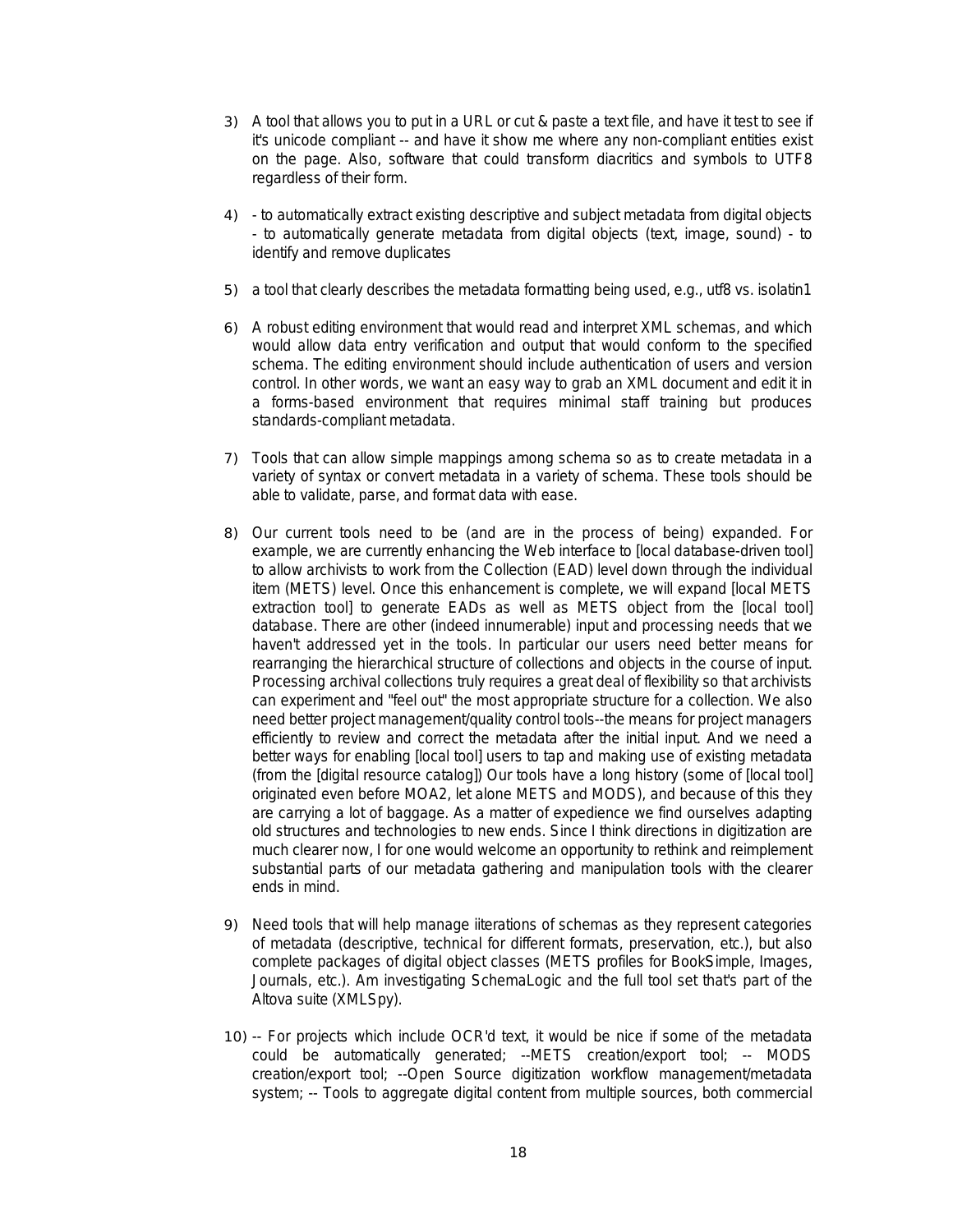3) A tool that allows you to put in a URL or cut & paste a text file, and have it test to see if it's unicode compliant -- and have it show me where any non-compliant entities exist on the page. Also, software that could transform diacritics and symbols to UTF8 regardless of their form.

4) - to automatically extract existing descriptive and subject metadata from digital objects - to automatically generate metadata from digital objects (text, image, sound) - to identify and remove duplicates

5) a tool that clearly describes the metadata formatting being used, e.g., utf8 vs. isolatin1

6) A robust editing environment that would read and interpret XML schemas, and which would allow data entry verification and output that would conform to the specified schema. The editing environment should include authentication of users and version control. In other words, we want an easy way to grab an XML document and edit it in a forms-based environment that requires minimal staff training but produces standards-compliant metadata.

7) Tools that can allow simple mappings among schema so as to create metadata in a variety of syntax or convert metadata in a variety of schema. These tools should be able to validate, parse, and format data with ease.

8) Our current tools need to be (and are in the process of being) expanded. For example, we are currently enhancing the Web interface to [local database-driven tool] to allow archivists to work from the Collection (EAD) level down through the individual item (METS) level. Once this enhancement is complete, we will expand [local METS extraction tool] to generate EADs as well as METS object from the [local tool] database. There are other (indeed innumerable) input and processing needs that we haven't addressed yet in the tools. In particular our users need better means for rearranging the hierarchical structure of collections and objects in the course of input. Processing archival collections truly requires a great deal of flexibility so that archivists can experiment and "feel out" the most appropriate structure for a collection. We also need better project management/quality control tools--the means for project managers efficiently to review and correct the metadata after the initial input. And we need a better ways for enabling [local tool] users to tap and making use of existing metadata (from the [digital resource catalog]) Our tools have a long history (some of [local tool] originated even before MOA2, let alone METS and MODS), and because of this they are carrying a lot of baggage. As a matter of expedience we find ourselves adapting old structures and technologies to new ends. Since I think directions in digitization are much clearer now, I for one would welcome an opportunity to rethink and reimplement substantial parts of our metadata gathering and manipulation tools with the clearer ends in mind.

9) Need tools that will help manage iiterations of schemas as they represent categories of metadata (descriptive, technical for different formats, preservation, etc.), but also complete packages of digital object classes (METS profiles for BookSimple, Images, Journals, etc.). Am investigating SchemaLogic and the full tool set that's part of the Altova suite (XMLSpy).

10) -- For projects which include OCR'd text, it would be nice if some of the metadata could be automatically generated; --METS creation/export tool; -- MODS creation/export tool; --Open Source digitization workflow management/metadata system; -- Tools to aggregate digital content from multiple sources, both commercial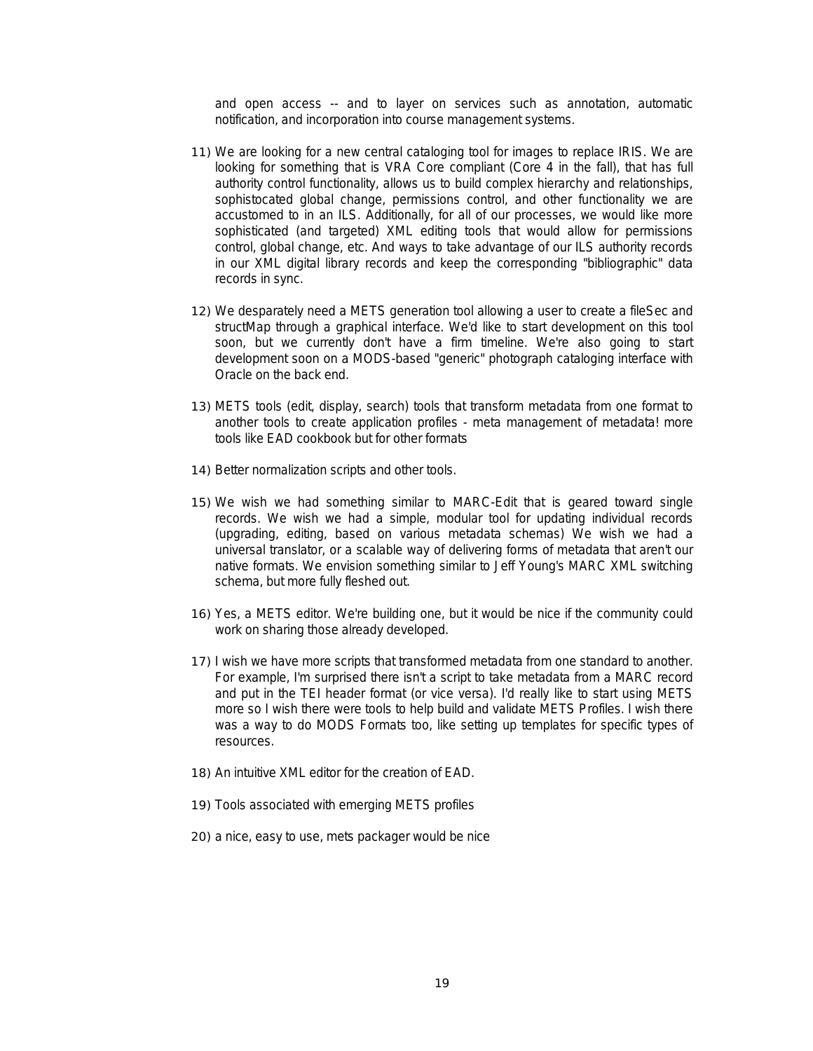and open access -- and to layer on services such as annotation, automatic notification, and incorporation into course management systems.

11) We are looking for a new central cataloging tool for images to replace IRIS. We are looking for something that is VRA Core compliant (Core 4 in the fall), that has full authority control functionality, allows us to build complex hierarchy and relationships, sophistocated global change, permissions control, and other functionality we are accustomed to in an ILS. Additionally, for all of our processes, we would like more sophisticated (and targeted) XML editing tools that would allow for permissions control, global change, etc. And ways to take advantage of our ILS authority records in our XML digital library records and keep the corresponding "bibliographic" data records in sync.

12) We desparately need a METS generation tool allowing a user to create a fileSec and structMap through a graphical interface. We'd like to start development on this tool soon, but we currently don't have a firm timeline. We're also going to start development soon on a MODS-based "generic" photograph cataloging interface with Oracle on the back end.

13) METS tools (edit, display, search) tools that transform metadata from one format to another tools to create application profiles - meta management of metadata! more tools like EAD cookbook but for other formats

14) Better normalization scripts and other tools.

15) We wish we had something similar to MARC-Edit that is geared toward single records. We wish we had a simple, modular tool for updating individual records (upgrading, editing, based on various metadata schemas) We wish we had a universal translator, or a scalable way of delivering forms of metadata that aren't our native formats. We envision something similar to Jeff Young's MARC XML switching schema, but more fully fleshed out.

16) Yes, a METS editor. We're building one, but it would be nice if the community could work on sharing those already developed.

17) I wish we have more scripts that transformed metadata from one standard to another. For example, I'm surprised there isn't a script to take metadata from a MARC record and put in the TEI header format (or vice versa). I'd really like to start using METS more so I wish there were tools to help build and validate METS Profiles. I wish there was a way to do MODS Formats too, like setting up templates for specific types of resources.

18) An intuitive XML editor for the creation of EAD.

19) Tools associated with emerging METS profiles

20) a nice, easy to use, mets packager would be nice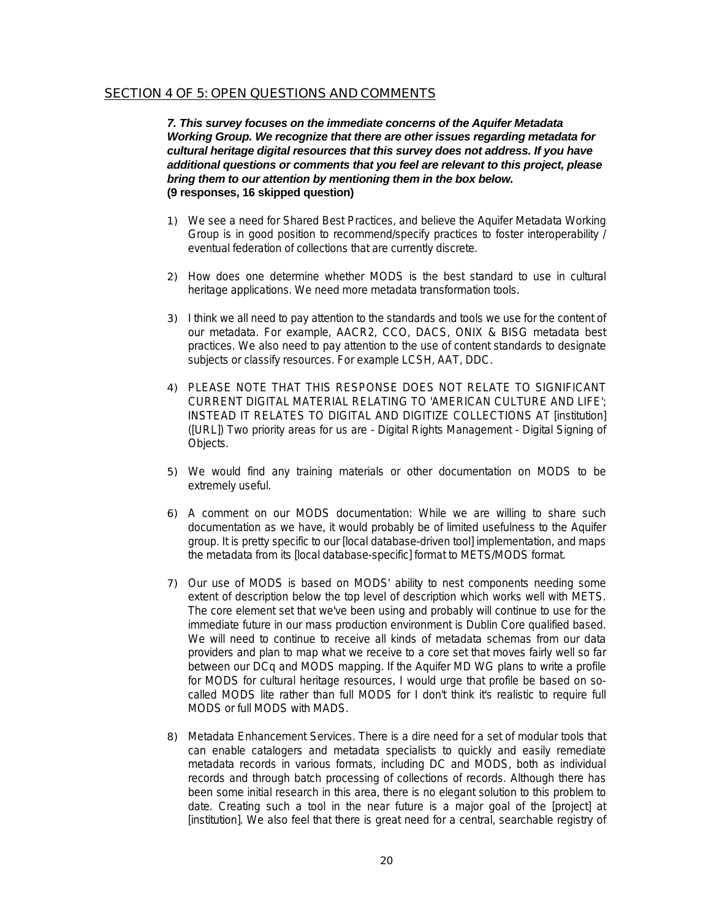## SECTION 4 OF 5: OPEN QUESTIONS AND COMMENTS

***7. This survey focuses on the immediate concerns of the Aquifer Metadata Working Group. We recognize that there are other issues regarding metadata for cultural heritage digital resources that this survey does not address. If you have additional questions or comments that you feel are relevant to this project, please bring them to our attention by mentioning them in the box below.***
**(9 responses, 16 skipped question)**

1) We see a need for Shared Best Practices, and believe the Aquifer Metadata Working Group is in good position to recommend/specify practices to foster interoperability / eventual federation of collections that are currently discrete.

2) How does one determine whether MODS is the best standard to use in cultural heritage applications. We need more metadata transformation tools.

3) I think we all need to pay attention to the standards and tools we use for the content of our metadata. For example, AACR2, CCO, DACS, ONIX & BISG metadata best practices. We also need to pay attention to the use of content standards to designate subjects or classify resources. For example LCSH, AAT, DDC.

4) PLEASE NOTE THAT THIS RESPONSE DOES NOT RELATE TO SIGNIFICANT CURRENT DIGITAL MATERIAL RELATING TO 'AMERICAN CULTURE AND LIFE'; INSTEAD IT RELATES TO DIGITAL AND DIGITIZE COLLECTIONS AT [institution] ([URL]) Two priority areas for us are - Digital Rights Management - Digital Signing of Objects.

5) We would find any training materials or other documentation on MODS to be extremely useful.

6) A comment on our MODS documentation: While we are willing to share such documentation as we have, it would probably be of limited usefulness to the Aquifer group. It is pretty specific to our [local database-driven tool] implementation, and maps the metadata from its [local database-specific] format to METS/MODS format.

7) Our use of MODS is based on MODS' ability to nest components needing some extent of description below the top level of description which works well with METS. The core element set that we've been using and probably will continue to use for the immediate future in our mass production environment is Dublin Core qualified based. We will need to continue to receive all kinds of metadata schemas from our data providers and plan to map what we receive to a core set that moves fairly well so far between our DCq and MODS mapping. If the Aquifer MD WG plans to write a profile for MODS for cultural heritage resources, I would urge that profile be based on so-called MODS lite rather than full MODS for I don't think it's realistic to require full MODS or full MODS with MADS.

8) Metadata Enhancement Services. There is a dire need for a set of modular tools that can enable catalogers and metadata specialists to quickly and easily remediate metadata records in various formats, including DC and MODS, both as individual records and through batch processing of collections of records. Although there has been some initial research in this area, there is no elegant solution to this problem to date. Creating such a tool in the near future is a major goal of the [project] at [institution]. We also feel that there is great need for a central, searchable registry of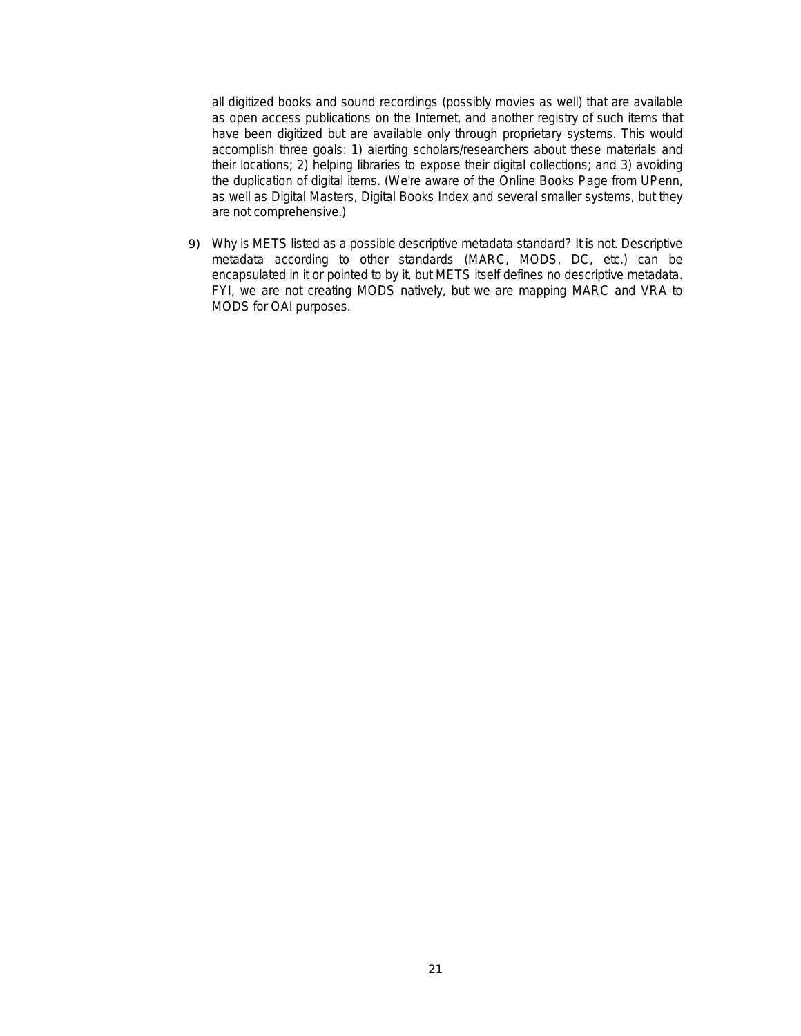all digitized books and sound recordings (possibly movies as well) that are available as open access publications on the Internet, and another registry of such items that have been digitized but are available only through proprietary systems. This would accomplish three goals: 1) alerting scholars/researchers about these materials and their locations; 2) helping libraries to expose their digital collections; and 3) avoiding the duplication of digital items. (We're aware of the Online Books Page from UPenn, as well as Digital Masters, Digital Books Index and several smaller systems, but they are not comprehensive.)

9) Why is METS listed as a possible descriptive metadata standard? It is not. Descriptive metadata according to other standards (MARC, MODS, DC, etc.) can be encapsulated in it or pointed to by it, but METS itself defines no descriptive metadata. FYI, we are not creating MODS natively, but we are mapping MARC and VRA to MODS for OAI purposes.